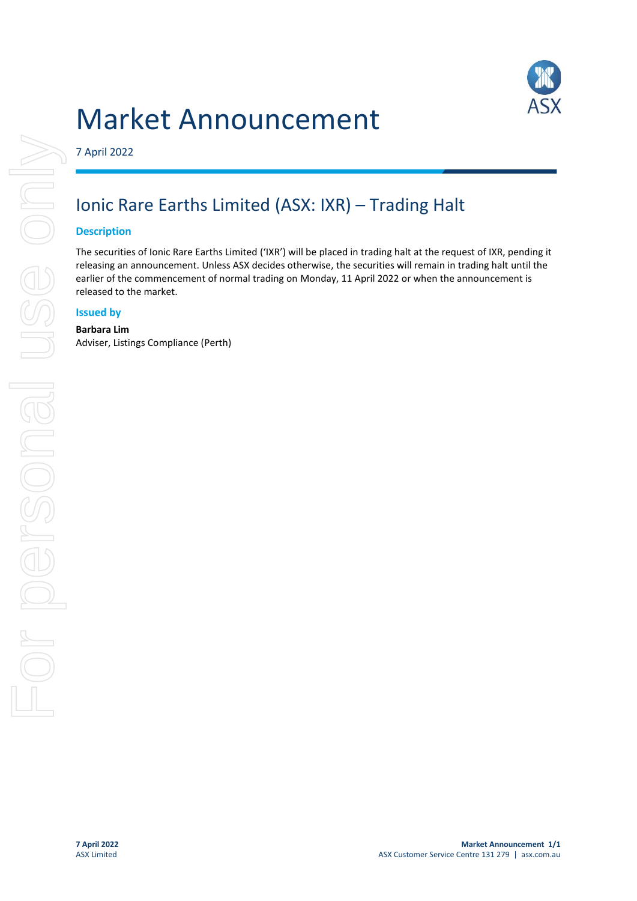# Market Announcement

7 April 2022

## Ionic Rare Earths Limited (ASX: IXR) – Trading Halt

### Description

The securities of Ionic Rare Earths Limited ('IXR') will be placed in trading halt at the request of IXR, pending it releasing an announcement. Unless ASX decides otherwise, the securities will remain in trading halt until the earlier of the commencement of normal trading on Monday, 11 April 2022 or when the announcement is released to the market.

### Issued by

**Barbara Lim**
Adviser, Listings Compliance (Perth)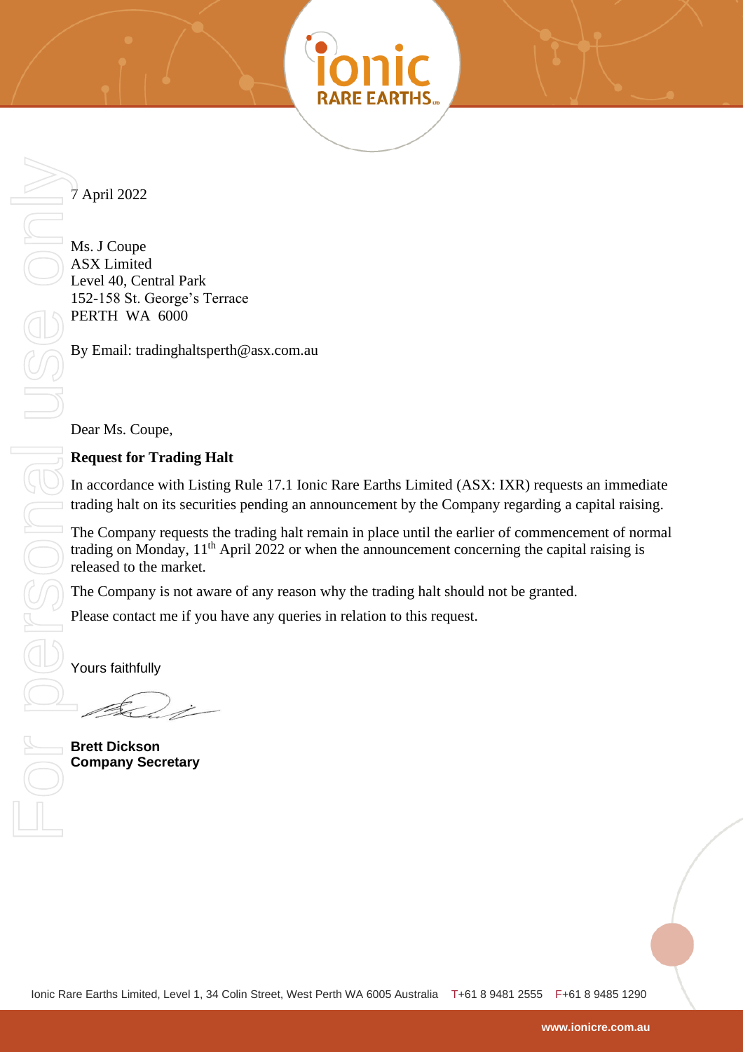7 April 2022

Ms. J Coupe
ASX Limited
Level 40, Central Park
152-158 St. George's Terrace
PERTH WA 6000

By Email: tradinghaltsperth@asx.com.au

Dear Ms. Coupe,

**Request for Trading Halt**

In accordance with Listing Rule 17.1 Ionic Rare Earths Limited (ASX: IXR) requests an immediate trading halt on its securities pending an announcement by the Company regarding a capital raising.

The Company requests the trading halt remain in place until the earlier of commencement of normal trading on Monday, 11th April 2022 or when the announcement concerning the capital raising is released to the market.

The Company is not aware of any reason why the trading halt should not be granted.

Please contact me if you have any queries in relation to this request.

Yours faithfully

**Brett Dickson**
**Company Secretary**

Ionic Rare Earths Limited, Level 1, 34 Colin Street, West Perth WA 6005 Australia T+61 8 9481 2555 F+61 8 9485 1290

www.ionicre.com.au